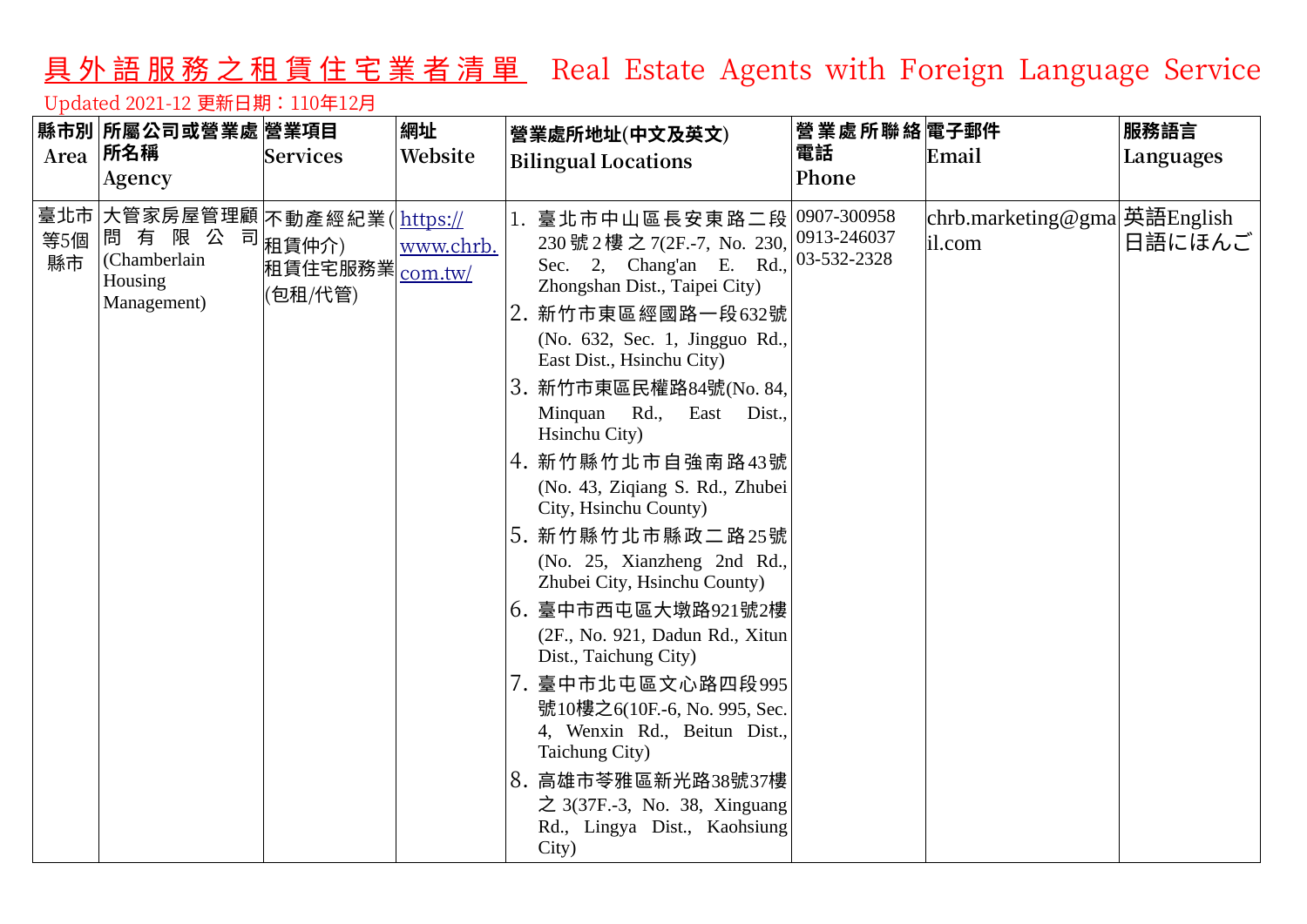# 具外語服務之租賃住宅業者清單 Real Estate Agents with Foreign Language Service

Updated 2021-12 更新日期：110年12月

| 縣市別 Area | 所屬公司或營業處所名稱 Agency | 營業項目 Services | 網址 Website | 營業處所地址(中文及英文) Bilingual Locations | 營業處所聯絡電話 Phone | 電子郵件 Email | 服務語言 Languages |
|---|---|---|---|---|---|---|---|
| 臺北市等5個縣市 | 大管家房屋管理顧問有限公司 (Chamberlain Housing Management) | 不動產經紀業(租賃仲介) 租賃住宅服務業(包租/代管) | https://www.chrb.com.tw/ | 1. 臺北市中山區長安東路二段230號2樓之7(2F.-7, No. 230, Sec. 2, Chang'an E. Rd., Zhongshan Dist., Taipei City)<br>2. 新竹市東區經國路一段632號(No. 632, Sec. 1, Jingguo Rd., East Dist., Hsinchu City)<br>3. 新竹市東區民權路84號(No. 84, Minquan Rd., East Dist., Hsinchu City)<br>4. 新竹縣竹北市自強南路43號(No. 43, Ziqiang S. Rd., Zhubei City, Hsinchu County)<br>5. 新竹縣竹北市縣政二路25號(No. 25, Xianzheng 2nd Rd., Zhubei City, Hsinchu County)<br>6. 臺中市西屯區大墩路921號2樓(2F., No. 921, Dadun Rd., Xitun Dist., Taichung City)<br>7. 臺中市北屯區文心路四段995號10樓之6(10F.-6, No. 995, Sec. 4, Wenxin Rd., Beitun Dist., Taichung City)<br>8. 高雄市苓雅區新光路38號37樓之3(37F.-3, No. 38, Xinguang Rd., Lingya Dist., Kaohsiung City) | 0907-300958<br>0913-246037<br>03-532-2328 | chrb.marketing@gmail.com | 英語English<br>日語にほんご |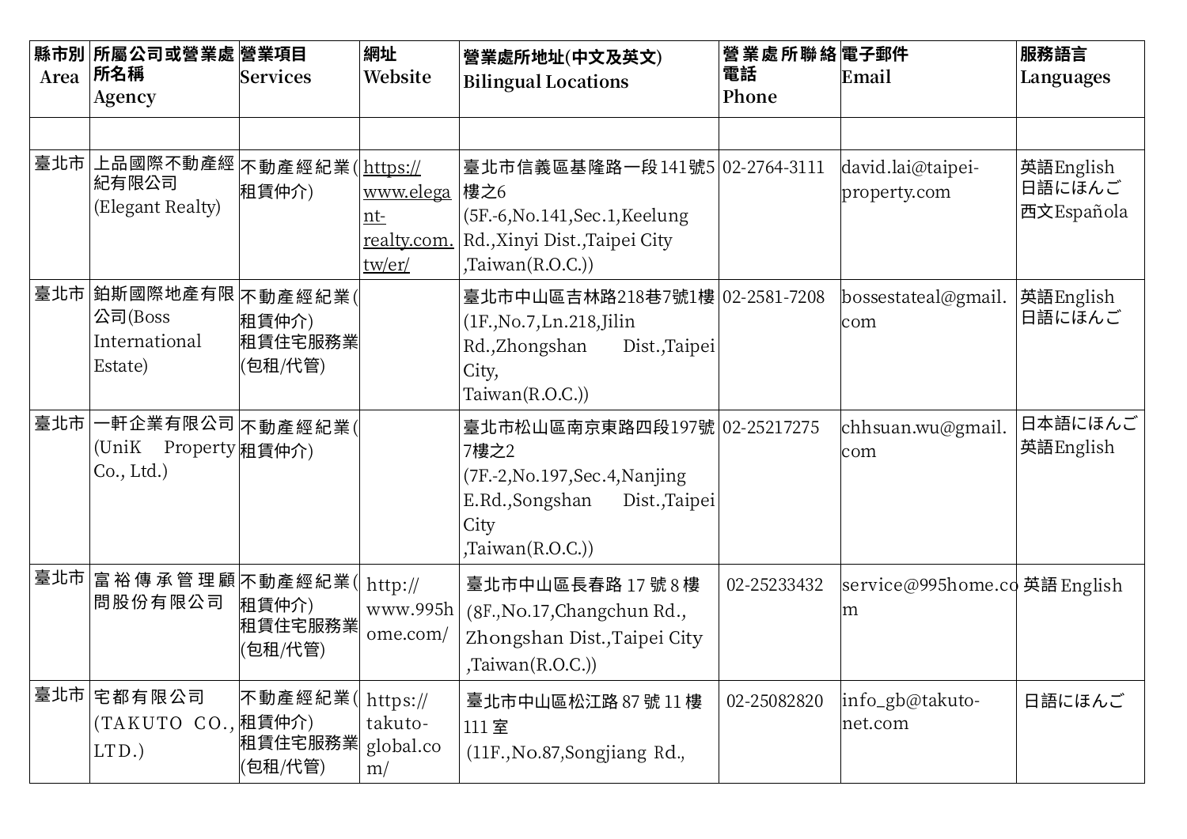| 縣市別 Area | 所屬公司或營業處所名稱 Agency | 營業項目 Services | 網址 Website | 營業處所地址(中文及英文) Bilingual Locations | 營業處所聯絡電話 Phone | 電子郵件 Email | 服務語言 Languages |
|---|---|---|---|---|---|---|---|
| | | | | | | | |
| 臺北市 | 上品國際不動產經紀有限公司 (Elegant Realty) | 不動產經紀業(租賃仲介) | https://www.elegant-realty.com.tw/er/ | 臺北市信義區基隆路一段141號5樓之6 (5F.-6,No.141,Sec.1,Keelung Rd.,Xinyi Dist.,Taipei City ,Taiwan(R.O.C.)) | 02-2764-3111 | david.lai@taipei-property.com | 英語English 日語にほんご 西文Española |
| 臺北市 | 鉑斯國際地產有限公司(Boss International Estate) | 不動產經紀業(租賃仲介) 租賃住宅服務業(包租/代管) | | 臺北市中山區吉林路218巷7號1樓 (1F.,No.7,Ln.218,Jilin Rd.,Zhongshan Dist.,Taipei City, Taiwan(R.O.C.)) | 02-2581-7208 | bossestateal@gmail.com | 英語English 日語にほんご |
| 臺北市 | 一軒企業有限公司 (UniK Property Co., Ltd.) | 不動產經紀業(租賃仲介) | | 臺北市松山區南京東路四段197號7樓之2 (7F.-2,No.197,Sec.4,Nanjing E.Rd.,Songshan Dist.,Taipei City ,Taiwan(R.O.C.)) | 02-25217275 | chhsuan.wu@gmail.com | 日本語にほんご 英語English |
| 臺北市 | 富裕傳承管理顧問股份有限公司 | 不動產經紀業(租賃仲介) 租賃住宅服務業(包租/代管) | http://www.995home.com/ | 臺北市中山區長春路 17 號 8 樓 (8F.,No.17,Changchun Rd., Zhongshan Dist.,Taipei City ,Taiwan(R.O.C.)) | 02-25233432 | service@995home.com | 英語 English |
| 臺北市 | 宅都有限公司 (TAKUTO CO., LTD.) | 不動產經紀業(租賃仲介) 租賃住宅服務業(包租/代管) | https://takuto-global.com/ | 臺北市中山區松江路 87 號 11 樓 111 室 (11F.,No.87,Songjiang Rd., | 02-25082820 | info_gb@takuto-net.com | 日語にほんご |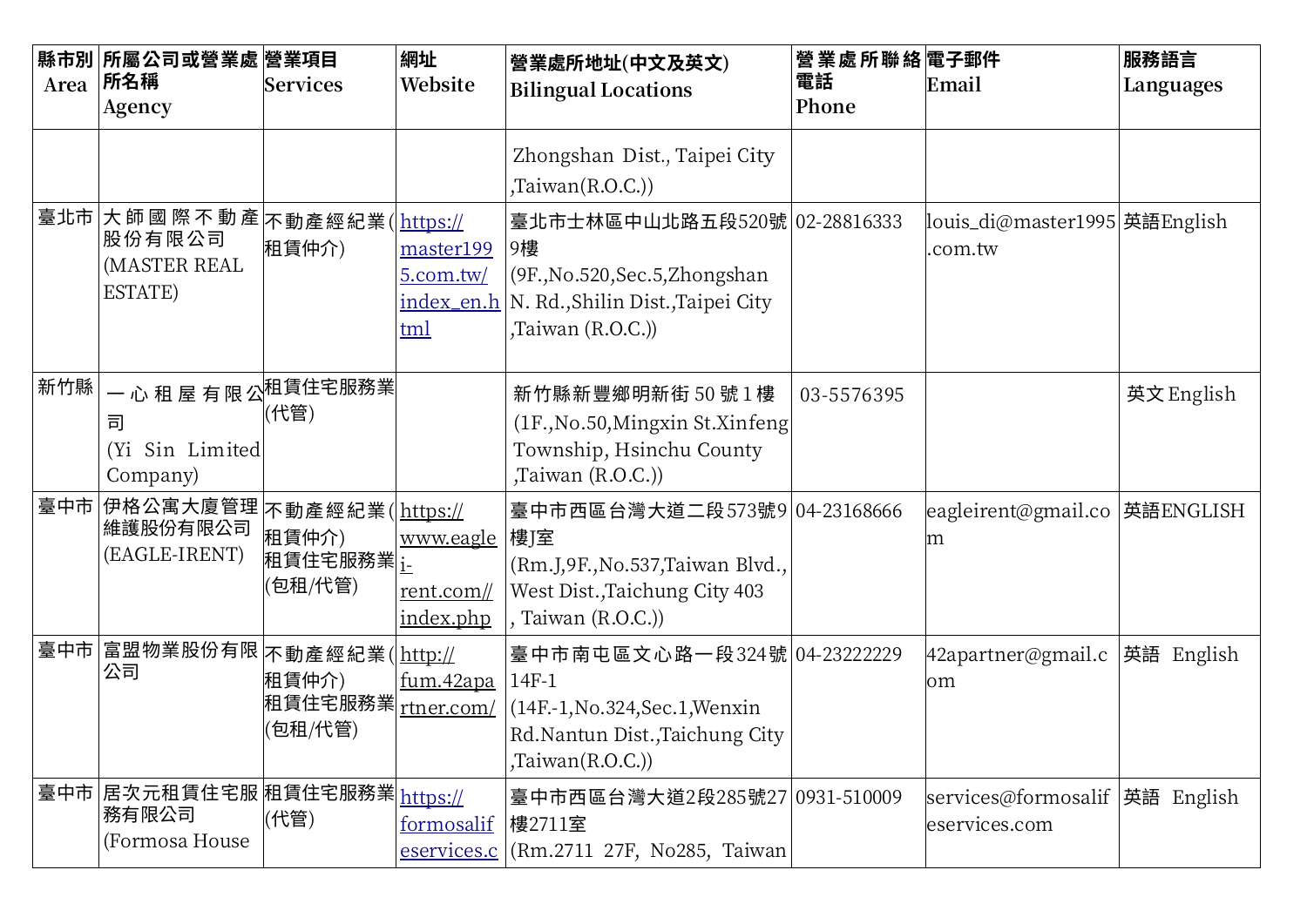| 縣市別 Area | 所屬公司或營業處所名稱 Agency | 營業項目 Services | 網址 Website | 營業處所地址(中文及英文) Bilingual Locations | 營業處所聯絡電話 Phone | 電子郵件 Email | 服務語言 Languages |
|---|---|---|---|---|---|---|---|
| | | | | Zhongshan Dist., Taipei City ,Taiwan(R.O.C.)) | | | |
| 臺北市 | 大師國際不動產股份有限公司 (MASTER REAL ESTATE) | 不動產經紀業(租賃仲介) | https://master1995.com.tw/index_en.html | 臺北市士林區中山北路五段520號9樓 (9F.,No.520,Sec.5,Zhongshan N. Rd.,Shilin Dist.,Taipei City ,Taiwan (R.O.C.)) | 02-28816333 | louis_di@master1995.com.tw | 英語English |
| 新竹縣 | 一心租屋有限公司 (Yi Sin Limited Company) | 租賃住宅服務業(代管) | | 新竹縣新豐鄉明新街 50 號 1 樓 (1F.,No.50,Mingxin St.Xinfeng Township, Hsinchu County ,Taiwan (R.O.C.)) | 03-5576395 | | 英文 English |
| 臺中市 | 伊格公寓大廈管理維護股份有限公司 (EAGLE-IRENT) | 不動產經紀業(租賃仲介) 租賃住宅服務業(包租/代管) | https://www.eaglei-rent.com//index.php | 臺中市西區台灣大道二段573號9樓J室 (Rm.J,9F.,No.537,Taiwan Blvd., West Dist.,Taichung City 403 , Taiwan (R.O.C.)) | 04-23168666 | eagleirent@gmail.com | 英語ENGLISH |
| 臺中市 | 富盟物業股份有限公司 | 不動產經紀業(租賃仲介) 租賃住宅服務業(包租/代管) | http://fum.42apartner.com/ | 臺中市南屯區文心路一段324號14F-1 (14F.-1,No.324,Sec.1,Wenxin Rd.Nantun Dist.,Taichung City ,Taiwan(R.O.C.)) | 04-23222229 | 42apartner@gmail.com | 英語 English |
| 臺中市 | 居次元租賃住宅服務有限公司 (Formosa House | 租賃住宅服務業(代管) | https://formosalifeservices.c | 臺中市西區台灣大道2段285號27樓2711室 (Rm.2711 27F, No285, Taiwan | 0931-510009 | services@formosalifeservices.com | 英語 English |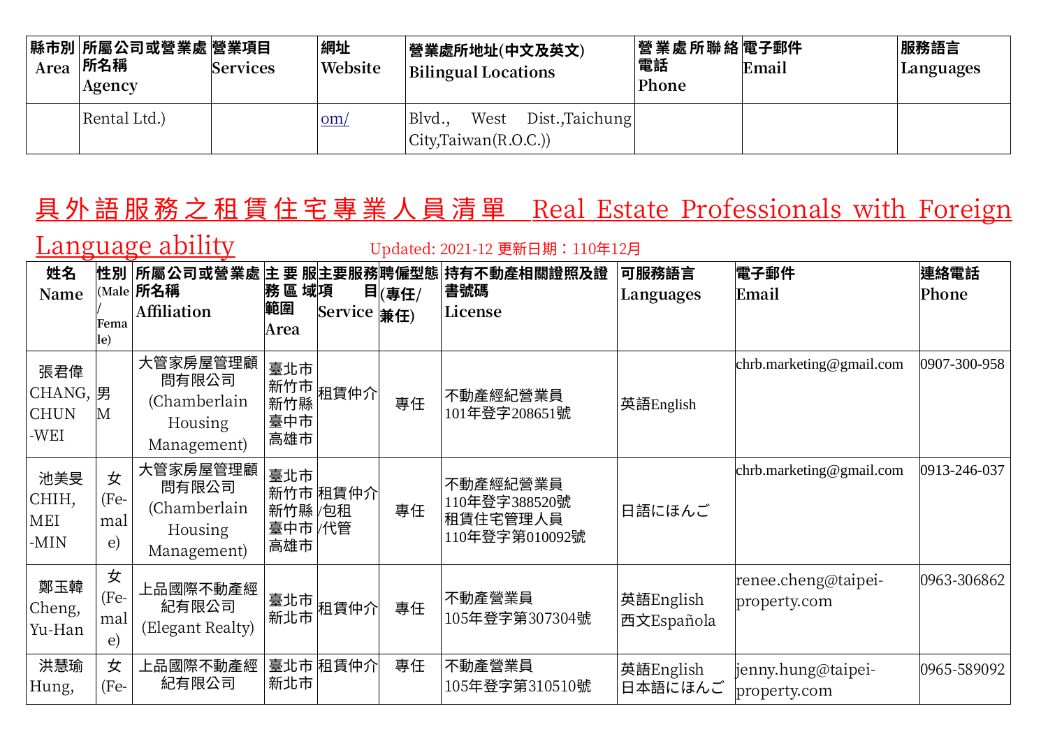| 縣市別 Area | 所屬公司或營業處所名稱 Agency | 營業項目 Services | 網址 Website | 營業處所地址(中文及英文) Bilingual Locations | 營業處所聯絡電話 Phone | 電子郵件 Email | 服務語言 Languages |
|---|---|---|---|---|---|---|---|
| | Rental Ltd.) | | om/ | Blvd., West Dist.,Taichung City,Taiwan(R.O.C.)) | | | |

# 具外語服務之租賃住宅專業人員清單 Real Estate Professionals with Foreign Language ability

Updated: 2021-12 更新日期：110年12月

| 姓名 Name | 性別 (Male / Female) | 所屬公司或營業處所名稱 Affiliation | 主要服務區域範圍 Area | 主要服務項目 Service | 聘僱型態(專任/兼任) | 持有不動產相關證照及證書號碼 License | 可服務語言 Languages | 電子郵件 Email | 連絡電話 Phone |
|---|---|---|---|---|---|---|---|---|---|
| 張君偉 CHANG, CHUN -WEI | 男 M | 大管家房屋管理顧問有限公司 (Chamberlain Housing Management) | 臺北市 新竹市 新竹縣 臺中市 高雄市 | 租賃仲介 | 專任 | 不動產經紀營業員 101年登字208651號 | 英語English | chrb.marketing@gmail.com | 0907-300-958 |
| 池美旻 CHIH, MEI -MIN | 女 (Female) | 大管家房屋管理顧問有限公司 (Chamberlain Housing Management) | 臺北市 新竹市 新竹縣 臺中市 高雄市 | 租賃仲介/包租/代管 | 專任 | 不動產經紀營業員 110年登字388520號 租賃住宅管理人員 110年登字第010092號 | 日語にほんご | chrb.marketing@gmail.com | 0913-246-037 |
| 鄭玉韓 Cheng, Yu-Han | 女 (Female) | 上品國際不動產經紀有限公司 (Elegant Realty) | 臺北市 新北市 | 租賃仲介 | 專任 | 不動產營業員 105年登字第307304號 | 英語English 西文Española | renee.cheng@taipei-property.com | 0963-306862 |
| 洪慧瑜 Hung, | 女 (Fe- | 上品國際不動產經紀有限公司 | 臺北市 新北市 | 租賃仲介 | 專任 | 不動產營業員 105年登字第310510號 | 英語English 日本語にほんご | jenny.hung@taipei-property.com | 0965-589092 |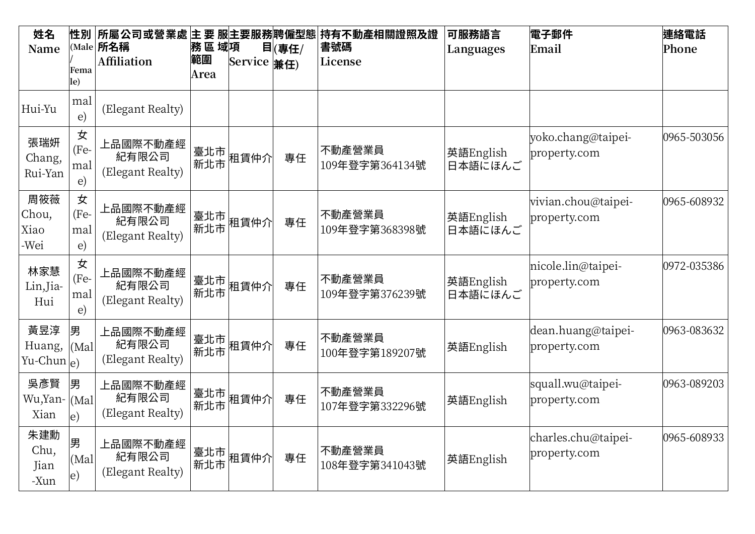| 姓名 Name | 性別 (Male/Female) | 所屬公司或營業處所名稱 Affiliation | 主要服務區域範圍 Area | 主要服務項目 Service | 聘僱型態(專任/兼任) | 持有不動產相關證照及證書號碼 License | 可服務語言 Languages | 電子郵件 Email | 連絡電話 Phone |
|---|---|---|---|---|---|---|---|---|---|
| Hui-Yu | male) | (Elegant Realty) | | | | | | | |
| 張瑞妍 Chang, Rui-Yan | 女 (Female) | 上品國際不動產經紀有限公司 (Elegant Realty) | 臺北市 新北市 | 租賃仲介 | 專任 | 不動產營業員 109年登字第364134號 | 英語English 日本語にほんご | yoko.chang@taipei-property.com | 0965-503056 |
| 周筱薇 Chou, Xiao-Wei | 女 (Female) | 上品國際不動產經紀有限公司 (Elegant Realty) | 臺北市 新北市 | 租賃仲介 | 專任 | 不動產營業員 109年登字第368398號 | 英語English 日本語にほんご | vivian.chou@taipei-property.com | 0965-608932 |
| 林家慧 Lin,Jia-Hui | 女 (Female) | 上品國際不動產經紀有限公司 (Elegant Realty) | 臺北市 新北市 | 租賃仲介 | 專任 | 不動產營業員 109年登字第376239號 | 英語English 日本語にほんご | nicole.lin@taipei-property.com | 0972-035386 |
| 黃昱淳 Huang, Yu-Chun | 男 (Male) | 上品國際不動產經紀有限公司 (Elegant Realty) | 臺北市 新北市 | 租賃仲介 | 專任 | 不動產營業員 100年登字第189207號 | 英語English | dean.huang@taipei-property.com | 0963-083632 |
| 吳彥賢 Wu,Yan-Xian | 男 (Male) | 上品國際不動產經紀有限公司 (Elegant Realty) | 臺北市 新北市 | 租賃仲介 | 專任 | 不動產營業員 107年登字第332296號 | 英語English | squall.wu@taipei-property.com | 0963-089203 |
| 朱建勳 Chu, Jian-Xun | 男 (Male) | 上品國際不動產經紀有限公司 (Elegant Realty) | 臺北市 新北市 | 租賃仲介 | 專任 | 不動產營業員 108年登字第341043號 | 英語English | charles.chu@taipei-property.com | 0965-608933 |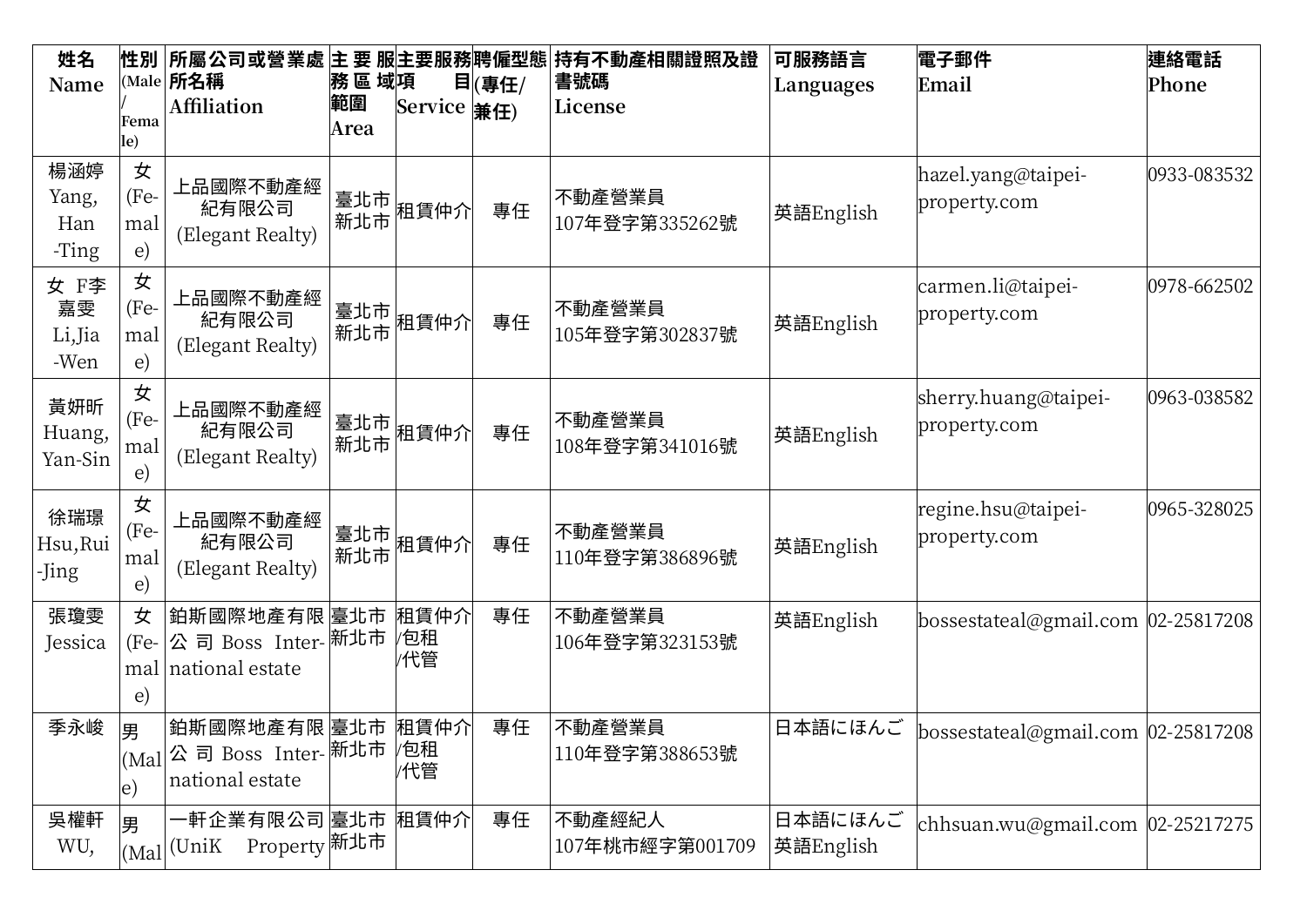| 姓名 Name | 性別 (Male/Female) | 所屬公司或營業處所名稱 Affiliation | 主要服務區域範圍 Area | 主要服務項目 Service | 聘僱型態(專任/兼任) | 持有不動產相關證照及證書號碼 License | 可服務語言 Languages | 電子郵件 Email | 連絡電話 Phone |
|---|---|---|---|---|---|---|---|---|---|
| 楊涵婷 Yang, Han-Ting | 女 (Female) | 上品國際不動產經紀有限公司 (Elegant Realty) | 臺北市 新北市 | 租賃仲介 | 專任 | 不動產營業員 107年登字第335262號 | 英語English | hazel.yang@taipei-property.com | 0933-083532 |
| 女 F李嘉雯 Li,Jia-Wen | 女 (Female) | 上品國際不動產經紀有限公司 (Elegant Realty) | 臺北市 新北市 | 租賃仲介 | 專任 | 不動產營業員 105年登字第302837號 | 英語English | carmen.li@taipei-property.com | 0978-662502 |
| 黃妍昕 Huang, Yan-Sin | 女 (Female) | 上品國際不動產經紀有限公司 (Elegant Realty) | 臺北市 新北市 | 租賃仲介 | 專任 | 不動產營業員 108年登字第341016號 | 英語English | sherry.huang@taipei-property.com | 0963-038582 |
| 徐瑞璟 Hsu,Rui-Jing | 女 (Female) | 上品國際不動產經紀有限公司 (Elegant Realty) | 臺北市 新北市 | 租賃仲介 | 專任 | 不動產營業員 110年登字第386896號 | 英語English | regine.hsu@taipei-property.com | 0965-328025 |
| 張瓊雯 Jessica | 女 (Female) | 鉑斯國際地產有限公司 Boss International estate | 臺北市 新北市 | 租賃仲介/包租/代管 | 專任 | 不動產營業員 106年登字第323153號 | 英語English | bossestateal@gmail.com | 02-25817208 |
| 季永峻 | 男 (Male) | 鉑斯國際地產有限公司 Boss International estate | 臺北市 新北市 | 租賃仲介/包租/代管 | 專任 | 不動產營業員 110年登字第388653號 | 日本語にほんご | bossestateal@gmail.com | 02-25817208 |
| 吳權軒 WU, | 男 (Mal | 一軒企業有限公司 (UniK Property | 臺北市 新北市 | 租賃仲介 | 專任 | 不動產經紀人 107年桃市經字第001709 | 日本語にほんご 英語English | chhsuan.wu@gmail.com | 02-25217275 |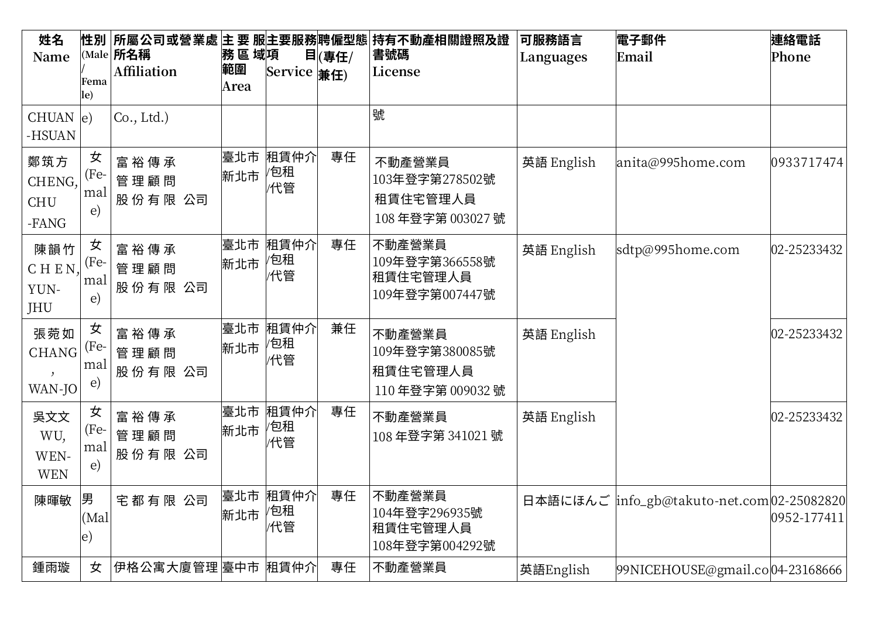| 姓名 Name | 性別 (Male/Female) | 所屬公司或營業處所名稱 Affiliation | 主要服務區域範圍 Area | 主要服務項目 Service | 聘僱型態(專任/兼任) | 持有不動產相關證照及證書號碼 License | 可服務語言 Languages | 電子郵件 Email | 連絡電話 Phone |
|---|---|---|---|---|---|---|---|---|---|
| CHUAN-HSUAN | e) | Co., Ltd.) | | | | 號 | | | |
| 鄭筑方 CHENG, CHU-FANG | 女 (Female) | 富裕傳承管理顧問股份有限 公司 | 臺北市 新北市 | 租賃仲介/包租/代管 | 專任 | 不動產營業員 103年登字第278502號 租賃住宅管理人員 108 年登字第 003027 號 | 英語 English | anita@995home.com | 0933717474 |
| 陳韻竹 CHEN, YUN-JHU | 女 (Female) | 富裕傳承管理顧問股份有限 公司 | 臺北市 新北市 | 租賃仲介/包租/代管 | 專任 | 不動產營業員 109年登字第366558號 租賃住宅管理人員 109年登字第007447號 | 英語 English | sdtp@995home.com | 02-25233432 |
| 張菀如 CHANG, WAN-JO | 女 (Female) | 富裕傳承管理顧問股份有限 公司 | 臺北市 新北市 | 租賃仲介/包租/代管 | 兼任 | 不動產營業員 109年登字第380085號 租賃住宅管理人員 110 年登字第 009032 號 | 英語 English | | 02-25233432 |
| 吳文文 WU, WEN-WEN | 女 (Female) | 富裕傳承管理顧問股份有限 公司 | 臺北市 新北市 | 租賃仲介/包租/代管 | 專任 | 不動產營業員 108 年登字第 341021 號 | 英語 English | | 02-25233432 |
| 陳暉敏 | 男 (Male) | 宅都有限 公司 | 臺北市 新北市 | 租賃仲介/包租/代管 | 專任 | 不動產營業員 104年登字296935號 租賃住宅管理人員 108年登字第004292號 | 日本語にほんご | info_gb@takuto-net.com | 02-25082820 0952-177411 |
| 鍾雨璇 | 女 | 伊格公寓大廈管理 | 臺中市 | 租賃仲介 | 專任 | 不動產營業員 | 英語English | 99NICEHOUSE@gmail.co | 04-23168666 |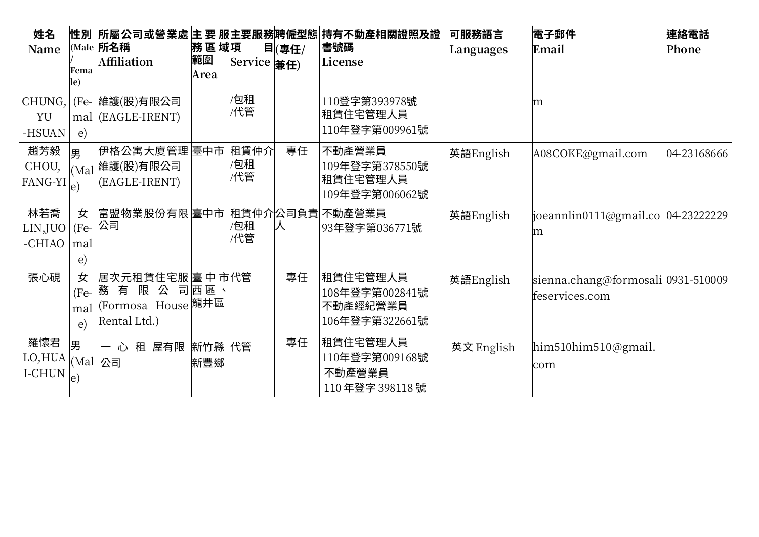| 姓名 Name | 性別 (Male/Female) | 所屬公司或營業處所名稱 Affiliation | 主要服務區域範圍 Area | 主要服務項目 Service | 聘僱型態(專任/兼任) | 持有不動產相關證照及證書號碼 License | 可服務語言 Languages | 電子郵件 Email | 連絡電話 Phone |
|---|---|---|---|---|---|---|---|---|---|
| CHUNG, YU-HSUAN | (Female) | 維護(股)有限公司 (EAGLE-IRENT) | | /包租 /代管 | | 110登字第393978號 租賃住宅管理人員 110年登字第009961號 | | m | |
| 趙芳毅 CHOU, FANG-YI | 男 (Male) | 伊格公寓大廈管理維護(股)有限公司 (EAGLE-IRENT) | 臺中市 | 租賃仲介 /包租 /代管 | 專任 | 不動產營業員 109年登字第378550號 租賃住宅管理人員 109年登字第006062號 | 英語English | A08COKE@gmail.com | 04-23168666 |
| 林若喬 LIN,JUO-CHIAO | 女 (Female) | 富盟物業股份有限公司 | 臺中市 | 租賃仲介 /包租 /代管 | 公司負責人 | 不動產營業員 93年登字第036771號 | 英語English | joeannlin0111@gmail.com | 04-23222229 |
| 張心硯 | 女 (Female) | 居次元租賃住宅服務有限公司 (Formosa House Rental Ltd.) | 臺中市西區、龍井區 | 代管 | 專任 | 租賃住宅管理人員 108年登字第002841號 不動產經紀營業員 106年登字第322661號 | 英語English | sienna.chang@formosalifeservices.com | 0931-510009 |
| 羅懷君 LO,HUAI-CHUN | 男 (Male) | 一心租屋有限公司 | 新竹縣新豐鄉 | 代管 | 專任 | 租賃住宅管理人員 110年登字第009168號 不動產營業員 110年登字398118號 | 英文 English | him510him510@gmail.com | |